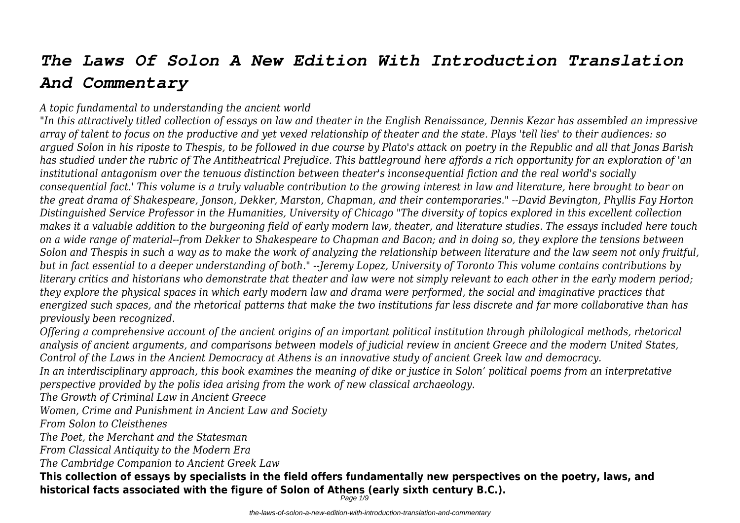# *The Laws Of Solon A New Edition With Introduction Translation And Commentary*

*A topic fundamental to understanding the ancient world*

*"In this attractively titled collection of essays on law and theater in the English Renaissance, Dennis Kezar has assembled an impressive array of talent to focus on the productive and yet vexed relationship of theater and the state. Plays 'tell lies' to their audiences: so argued Solon in his riposte to Thespis, to be followed in due course by Plato's attack on poetry in the Republic and all that Jonas Barish has studied under the rubric of The Antitheatrical Prejudice. This battleground here affords a rich opportunity for an exploration of 'an institutional antagonism over the tenuous distinction between theater's inconsequential fiction and the real world's socially consequential fact.' This volume is a truly valuable contribution to the growing interest in law and literature, here brought to bear on the great drama of Shakespeare, Jonson, Dekker, Marston, Chapman, and their contemporaries." --David Bevington, Phyllis Fay Horton Distinguished Service Professor in the Humanities, University of Chicago "The diversity of topics explored in this excellent collection makes it a valuable addition to the burgeoning field of early modern law, theater, and literature studies. The essays included here touch on a wide range of material--from Dekker to Shakespeare to Chapman and Bacon; and in doing so, they explore the tensions between Solon and Thespis in such a way as to make the work of analyzing the relationship between literature and the law seem not only fruitful, but in fact essential to a deeper understanding of both." --Jeremy Lopez, University of Toronto This volume contains contributions by literary critics and historians who demonstrate that theater and law were not simply relevant to each other in the early modern period; they explore the physical spaces in which early modern law and drama were performed, the social and imaginative practices that energized such spaces, and the rhetorical patterns that make the two institutions far less discrete and far more collaborative than has previously been recognized.*

*Offering a comprehensive account of the ancient origins of an important political institution through philological methods, rhetorical analysis of ancient arguments, and comparisons between models of judicial review in ancient Greece and the modern United States, Control of the Laws in the Ancient Democracy at Athens is an innovative study of ancient Greek law and democracy.*

*In an interdisciplinary approach, this book examines the meaning of dike or justice in Solon' political poems from an interpretative perspective provided by the polis idea arising from the work of new classical archaeology.*

*The Growth of Criminal Law in Ancient Greece*

*Women, Crime and Punishment in Ancient Law and Society*

*From Solon to Cleisthenes*

*The Poet, the Merchant and the Statesman*

*From Classical Antiquity to the Modern Era*

*The Cambridge Companion to Ancient Greek Law*

**This collection of essays by specialists in the field offers fundamentally new perspectives on the poetry, laws, and historical facts associated with the figure of Solon of Athens (early sixth century B.C.).**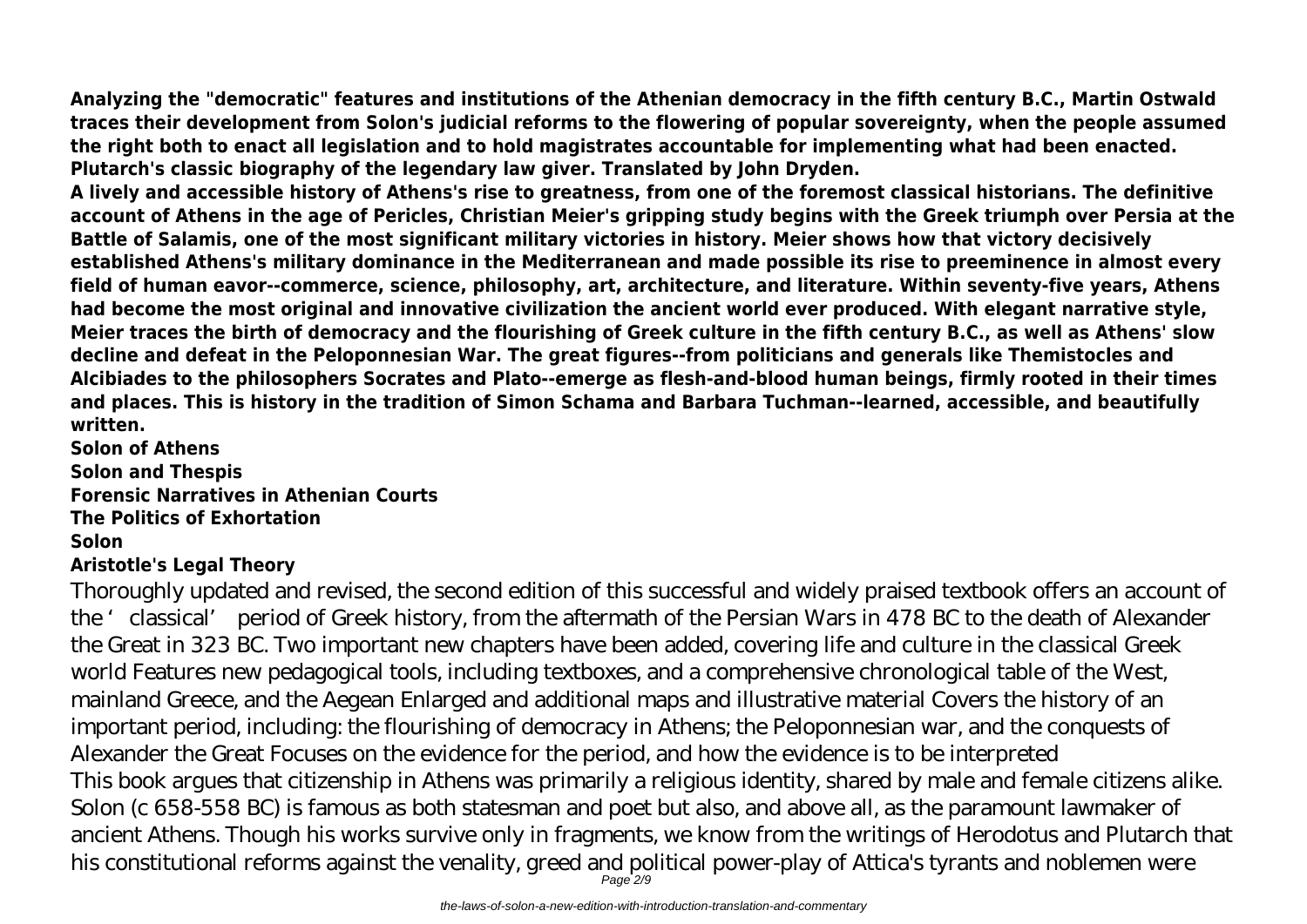**Analyzing the "democratic" features and institutions of the Athenian democracy in the fifth century B.C., Martin Ostwald traces their development from Solon's judicial reforms to the flowering of popular sovereignty, when the people assumed the right both to enact all legislation and to hold magistrates accountable for implementing what had been enacted.**
**Plutarch's classic biography of the legendary law giver. Translated by John Dryden.**
**A lively and accessible history of Athens's rise to greatness, from one of the foremost classical historians. The definitive account of Athens in the age of Pericles, Christian Meier's gripping study begins with the Greek triumph over Persia at the Battle of Salamis, one of the most significant military victories in history. Meier shows how that victory decisively established Athens's military dominance in the Mediterranean and made possible its rise to preeminence in almost every field of human eavor--commerce, science, philosophy, art, architecture, and literature. Within seventy-five years, Athens had become the most original and innovative civilization the ancient world ever produced. With elegant narrative style, Meier traces the birth of democracy and the flourishing of Greek culture in the fifth century B.C., as well as Athens' slow decline and defeat in the Peloponnesian War. The great figures--from politicians and generals like Themistocles and Alcibiades to the philosophers Socrates and Plato--emerge as flesh-and-blood human beings, firmly rooted in their times and places. This is history in the tradition of Simon Schama and Barbara Tuchman--learned, accessible, and beautifully written.**
**Solon of Athens**
**Solon and Thespis**
**Forensic Narratives in Athenian Courts**
**The Politics of Exhortation**
**Solon**
**Aristotle's Legal Theory**

Thoroughly updated and revised, the second edition of this successful and widely praised textbook offers an account of the 'classical' period of Greek history, from the aftermath of the Persian Wars in 478 BC to the death of Alexander the Great in 323 BC. Two important new chapters have been added, covering life and culture in the classical Greek world Features new pedagogical tools, including textboxes, and a comprehensive chronological table of the West, mainland Greece, and the Aegean Enlarged and additional maps and illustrative material Covers the history of an important period, including: the flourishing of democracy in Athens; the Peloponnesian war, and the conquests of Alexander the Great Focuses on the evidence for the period, and how the evidence is to be interpreted
This book argues that citizenship in Athens was primarily a religious identity, shared by male and female citizens alike.
Solon (c 658-558 BC) is famous as both statesman and poet but also, and above all, as the paramount lawmaker of ancient Athens. Though his works survive only in fragments, we know from the writings of Herodotus and Plutarch that his constitutional reforms against the venality, greed and political power-play of Attica's tyrants and noblemen were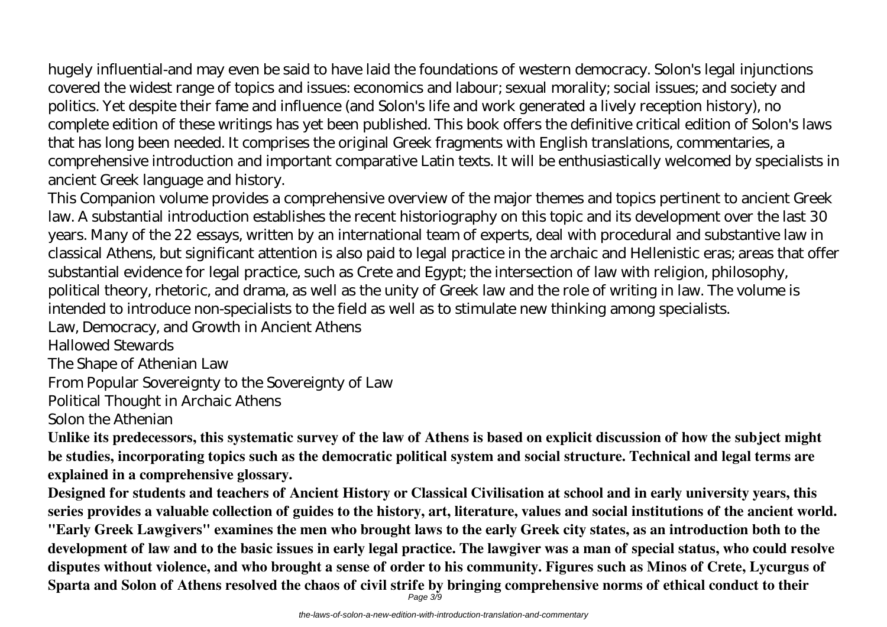hugely influential-and may even be said to have laid the foundations of western democracy. Solon's legal injunctions covered the widest range of topics and issues: economics and labour; sexual morality; social issues; and society and politics. Yet despite their fame and influence (and Solon's life and work generated a lively reception history), no complete edition of these writings has yet been published. This book offers the definitive critical edition of Solon's laws that has long been needed. It comprises the original Greek fragments with English translations, commentaries, a comprehensive introduction and important comparative Latin texts. It will be enthusiastically welcomed by specialists in ancient Greek language and history.

This Companion volume provides a comprehensive overview of the major themes and topics pertinent to ancient Greek law. A substantial introduction establishes the recent historiography on this topic and its development over the last 30 years. Many of the 22 essays, written by an international team of experts, deal with procedural and substantive law in classical Athens, but significant attention is also paid to legal practice in the archaic and Hellenistic eras; areas that offer substantial evidence for legal practice, such as Crete and Egypt; the intersection of law with religion, philosophy, political theory, rhetoric, and drama, as well as the unity of Greek law and the role of writing in law. The volume is intended to introduce non-specialists to the field as well as to stimulate new thinking among specialists.

Law, Democracy, and Growth in Ancient Athens

Hallowed Stewards

The Shape of Athenian Law

From Popular Sovereignty to the Sovereignty of Law

Political Thought in Archaic Athens

Solon the Athenian

**Unlike its predecessors, this systematic survey of the law of Athens is based on explicit discussion of how the subject might be studies, incorporating topics such as the democratic political system and social structure. Technical and legal terms are explained in a comprehensive glossary.**

**Designed for students and teachers of Ancient History or Classical Civilisation at school and in early university years, this series provides a valuable collection of guides to the history, art, literature, values and social institutions of the ancient world. "Early Greek Lawgivers" examines the men who brought laws to the early Greek city states, as an introduction both to the development of law and to the basic issues in early legal practice. The lawgiver was a man of special status, who could resolve disputes without violence, and who brought a sense of order to his community. Figures such as Minos of Crete, Lycurgus of Sparta and Solon of Athens resolved the chaos of civil strife by bringing comprehensive norms of ethical conduct to their**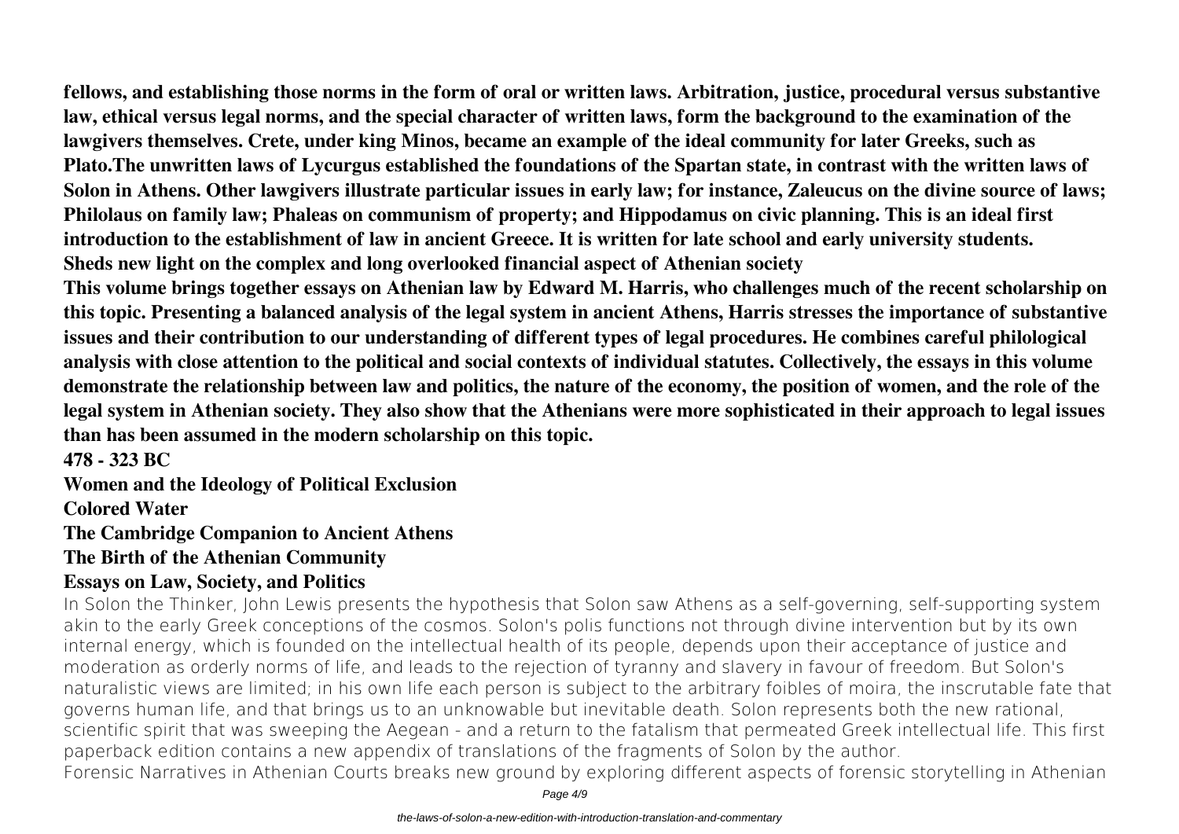**fellows, and establishing those norms in the form of oral or written laws. Arbitration, justice, procedural versus substantive law, ethical versus legal norms, and the special character of written laws, form the background to the examination of the lawgivers themselves. Crete, under king Minos, became an example of the ideal community for later Greeks, such as Plato.The unwritten laws of Lycurgus established the foundations of the Spartan state, in contrast with the written laws of Solon in Athens. Other lawgivers illustrate particular issues in early law; for instance, Zaleucus on the divine source of laws; Philolaus on family law; Phaleas on communism of property; and Hippodamus on civic planning. This is an ideal first introduction to the establishment of law in ancient Greece. It is written for late school and early university students.**

**Sheds new light on the complex and long overlooked financial aspect of Athenian society**

**This volume brings together essays on Athenian law by Edward M. Harris, who challenges much of the recent scholarship on this topic. Presenting a balanced analysis of the legal system in ancient Athens, Harris stresses the importance of substantive issues and their contribution to our understanding of different types of legal procedures. He combines careful philological analysis with close attention to the political and social contexts of individual statutes. Collectively, the essays in this volume demonstrate the relationship between law and politics, the nature of the economy, the position of women, and the role of the legal system in Athenian society. They also show that the Athenians were more sophisticated in their approach to legal issues than has been assumed in the modern scholarship on this topic.**

**478 - 323 BC**

**Women and the Ideology of Political Exclusion**

**Colored Water**

**The Cambridge Companion to Ancient Athens**

**The Birth of the Athenian Community**

**Essays on Law, Society, and Politics**

In Solon the Thinker, John Lewis presents the hypothesis that Solon saw Athens as a self-governing, self-supporting system akin to the early Greek conceptions of the cosmos. Solon's polis functions not through divine intervention but by its own internal energy, which is founded on the intellectual health of its people, depends upon their acceptance of justice and moderation as orderly norms of life, and leads to the rejection of tyranny and slavery in favour of freedom. But Solon's naturalistic views are limited; in his own life each person is subject to the arbitrary foibles of moira, the inscrutable fate that governs human life, and that brings us to an unknowable but inevitable death. Solon represents both the new rational, scientific spirit that was sweeping the Aegean - and a return to the fatalism that permeated Greek intellectual life. This first paperback edition contains a new appendix of translations of the fragments of Solon by the author.

Forensic Narratives in Athenian Courts breaks new ground by exploring different aspects of forensic storytelling in Athenian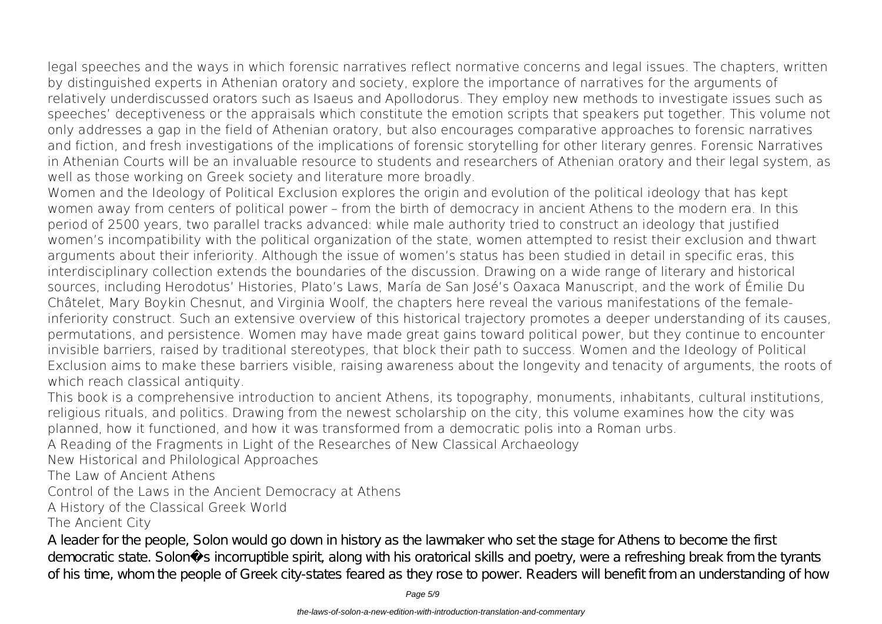legal speeches and the ways in which forensic narratives reflect normative concerns and legal issues. The chapters, written by distinguished experts in Athenian oratory and society, explore the importance of narratives for the arguments of relatively underdiscussed orators such as Isaeus and Apollodorus. They employ new methods to investigate issues such as speeches' deceptiveness or the appraisals which constitute the emotion scripts that speakers put together. This volume not only addresses a gap in the field of Athenian oratory, but also encourages comparative approaches to forensic narratives and fiction, and fresh investigations of the implications of forensic storytelling for other literary genres. Forensic Narratives in Athenian Courts will be an invaluable resource to students and researchers of Athenian oratory and their legal system, as well as those working on Greek society and literature more broadly.

Women and the Ideology of Political Exclusion explores the origin and evolution of the political ideology that has kept women away from centers of political power – from the birth of democracy in ancient Athens to the modern era. In this period of 2500 years, two parallel tracks advanced: while male authority tried to construct an ideology that justified women's incompatibility with the political organization of the state, women attempted to resist their exclusion and thwart arguments about their inferiority. Although the issue of women's status has been studied in detail in specific eras, this interdisciplinary collection extends the boundaries of the discussion. Drawing on a wide range of literary and historical sources, including Herodotus' Histories, Plato's Laws, María de San José's Oaxaca Manuscript, and the work of Émilie Du Châtelet, Mary Boykin Chesnut, and Virginia Woolf, the chapters here reveal the various manifestations of the female-inferiority construct. Such an extensive overview of this historical trajectory promotes a deeper understanding of its causes, permutations, and persistence. Women may have made great gains toward political power, but they continue to encounter invisible barriers, raised by traditional stereotypes, that block their path to success. Women and the Ideology of Political Exclusion aims to make these barriers visible, raising awareness about the longevity and tenacity of arguments, the roots of which reach classical antiquity.

This book is a comprehensive introduction to ancient Athens, its topography, monuments, inhabitants, cultural institutions, religious rituals, and politics. Drawing from the newest scholarship on the city, this volume examines how the city was planned, how it functioned, and how it was transformed from a democratic polis into a Roman urbs.

A Reading of the Fragments in Light of the Researches of New Classical Archaeology

New Historical and Philological Approaches

The Law of Ancient Athens

Control of the Laws in the Ancient Democracy at Athens

A History of the Classical Greek World

The Ancient City

A leader for the people, Solon would go down in history as the lawmaker who set the stage for Athens to become the first democratic state. Solon�s incorruptible spirit, along with his oratorical skills and poetry, were a refreshing break from the tyrants of his time, whom the people of Greek city-states feared as they rose to power. Readers will benefit from an understanding of how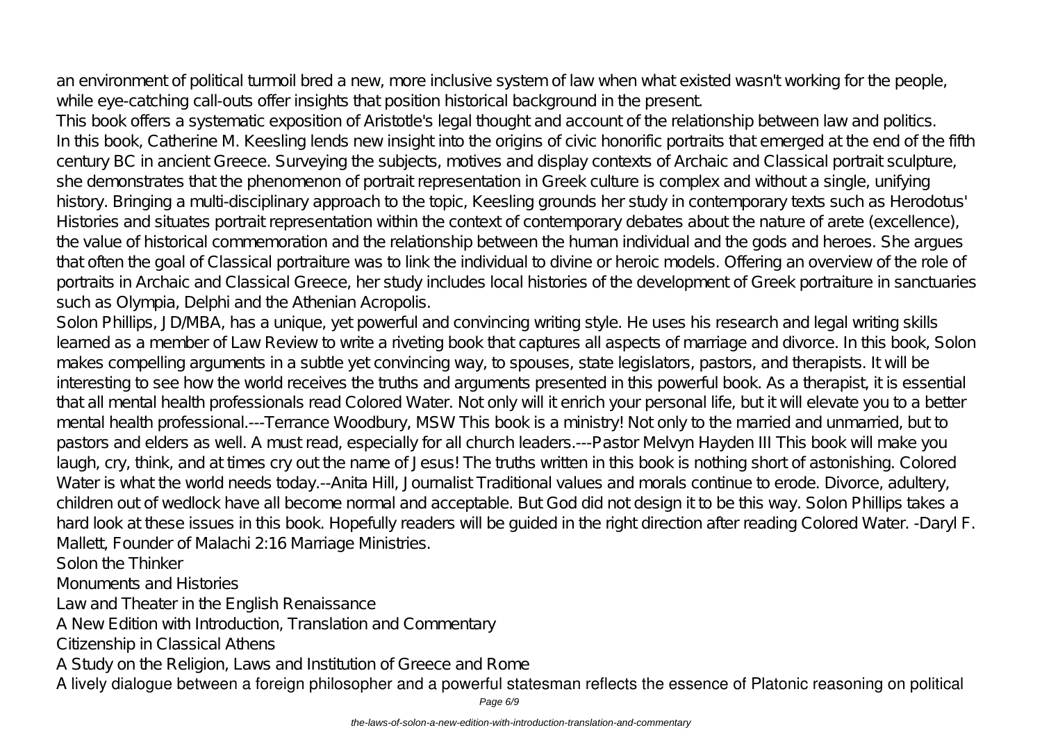an environment of political turmoil bred a new, more inclusive system of law when what existed wasn't working for the people, while eye-catching call-outs offer insights that position historical background in the present.

This book offers a systematic exposition of Aristotle's legal thought and account of the relationship between law and politics.

In this book, Catherine M. Keesling lends new insight into the origins of civic honorific portraits that emerged at the end of the fifth century BC in ancient Greece. Surveying the subjects, motives and display contexts of Archaic and Classical portrait sculpture, she demonstrates that the phenomenon of portrait representation in Greek culture is complex and without a single, unifying history. Bringing a multi-disciplinary approach to the topic, Keesling grounds her study in contemporary texts such as Herodotus' Histories and situates portrait representation within the context of contemporary debates about the nature of arete (excellence), the value of historical commemoration and the relationship between the human individual and the gods and heroes. She argues that often the goal of Classical portraiture was to link the individual to divine or heroic models. Offering an overview of the role of portraits in Archaic and Classical Greece, her study includes local histories of the development of Greek portraiture in sanctuaries such as Olympia, Delphi and the Athenian Acropolis.

Solon Phillips, JD/MBA, has a unique, yet powerful and convincing writing style. He uses his research and legal writing skills learned as a member of Law Review to write a riveting book that captures all aspects of marriage and divorce. In this book, Solon makes compelling arguments in a subtle yet convincing way, to spouses, state legislators, pastors, and therapists. It will be interesting to see how the world receives the truths and arguments presented in this powerful book. As a therapist, it is essential that all mental health professionals read Colored Water. Not only will it enrich your personal life, but it will elevate you to a better mental health professional.---Terrance Woodbury, MSW This book is a ministry! Not only to the married and unmarried, but to pastors and elders as well. A must read, especially for all church leaders.---Pastor Melvyn Hayden III This book will make you laugh, cry, think, and at times cry out the name of Jesus! The truths written in this book is nothing short of astonishing. Colored Water is what the world needs today.--Anita Hill, Journalist Traditional values and morals continue to erode. Divorce, adultery, children out of wedlock have all become normal and acceptable. But God did not design it to be this way. Solon Phillips takes a hard look at these issues in this book. Hopefully readers will be guided in the right direction after reading Colored Water. -Daryl F. Mallett, Founder of Malachi 2:16 Marriage Ministries.

Solon the Thinker

Monuments and Histories

Law and Theater in the English Renaissance

A New Edition with Introduction, Translation and Commentary

Citizenship in Classical Athens

A Study on the Religion, Laws and Institution of Greece and Rome

A lively dialogue between a foreign philosopher and a powerful statesman reflects the essence of Platonic reasoning on political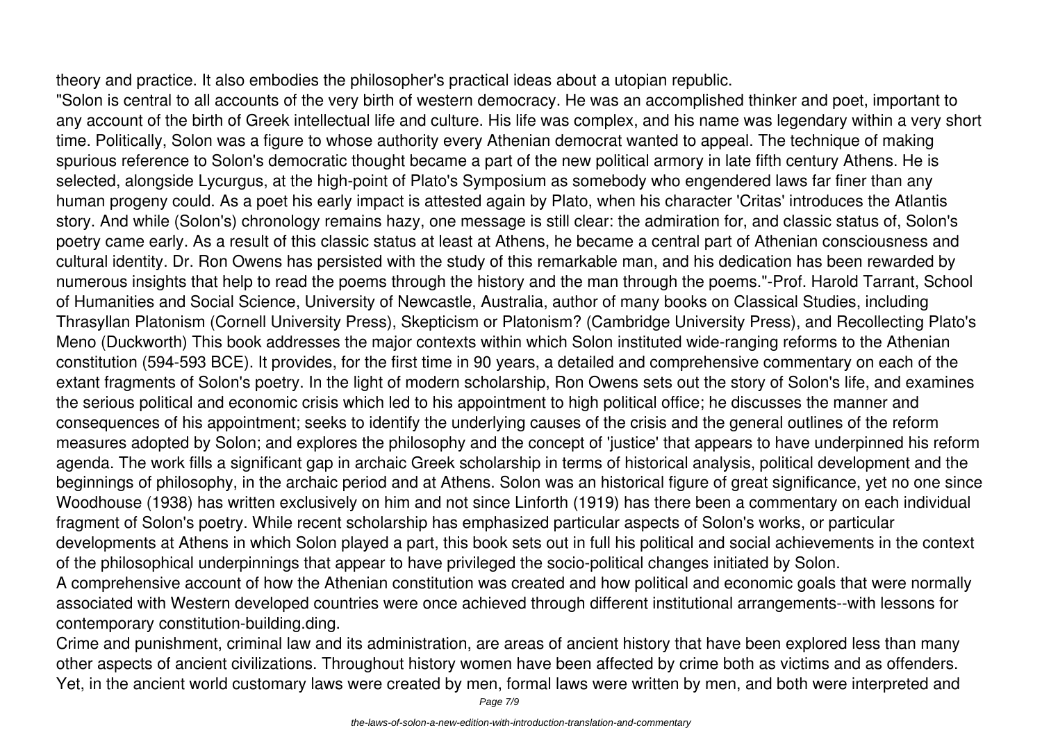theory and practice. It also embodies the philosopher's practical ideas about a utopian republic.

"Solon is central to all accounts of the very birth of western democracy. He was an accomplished thinker and poet, important to any account of the birth of Greek intellectual life and culture. His life was complex, and his name was legendary within a very short time. Politically, Solon was a figure to whose authority every Athenian democrat wanted to appeal. The technique of making spurious reference to Solon's democratic thought became a part of the new political armory in late fifth century Athens. He is selected, alongside Lycurgus, at the high-point of Plato's Symposium as somebody who engendered laws far finer than any human progeny could. As a poet his early impact is attested again by Plato, when his character 'Critas' introduces the Atlantis story. And while (Solon's) chronology remains hazy, one message is still clear: the admiration for, and classic status of, Solon's poetry came early. As a result of this classic status at least at Athens, he became a central part of Athenian consciousness and cultural identity. Dr. Ron Owens has persisted with the study of this remarkable man, and his dedication has been rewarded by numerous insights that help to read the poems through the history and the man through the poems."-Prof. Harold Tarrant, School of Humanities and Social Science, University of Newcastle, Australia, author of many books on Classical Studies, including Thrasyllan Platonism (Cornell University Press), Skepticism or Platonism? (Cambridge University Press), and Recollecting Plato's Meno (Duckworth) This book addresses the major contexts within which Solon instituted wide-ranging reforms to the Athenian constitution (594-593 BCE). It provides, for the first time in 90 years, a detailed and comprehensive commentary on each of the extant fragments of Solon's poetry. In the light of modern scholarship, Ron Owens sets out the story of Solon's life, and examines the serious political and economic crisis which led to his appointment to high political office; he discusses the manner and consequences of his appointment; seeks to identify the underlying causes of the crisis and the general outlines of the reform measures adopted by Solon; and explores the philosophy and the concept of 'justice' that appears to have underpinned his reform agenda. The work fills a significant gap in archaic Greek scholarship in terms of historical analysis, political development and the beginnings of philosophy, in the archaic period and at Athens. Solon was an historical figure of great significance, yet no one since Woodhouse (1938) has written exclusively on him and not since Linforth (1919) has there been a commentary on each individual fragment of Solon's poetry. While recent scholarship has emphasized particular aspects of Solon's works, or particular developments at Athens in which Solon played a part, this book sets out in full his political and social achievements in the context of the philosophical underpinnings that appear to have privileged the socio-political changes initiated by Solon.

A comprehensive account of how the Athenian constitution was created and how political and economic goals that were normally associated with Western developed countries were once achieved through different institutional arrangements--with lessons for contemporary constitution-building.ding.

Crime and punishment, criminal law and its administration, are areas of ancient history that have been explored less than many other aspects of ancient civilizations. Throughout history women have been affected by crime both as victims and as offenders. Yet, in the ancient world customary laws were created by men, formal laws were written by men, and both were interpreted and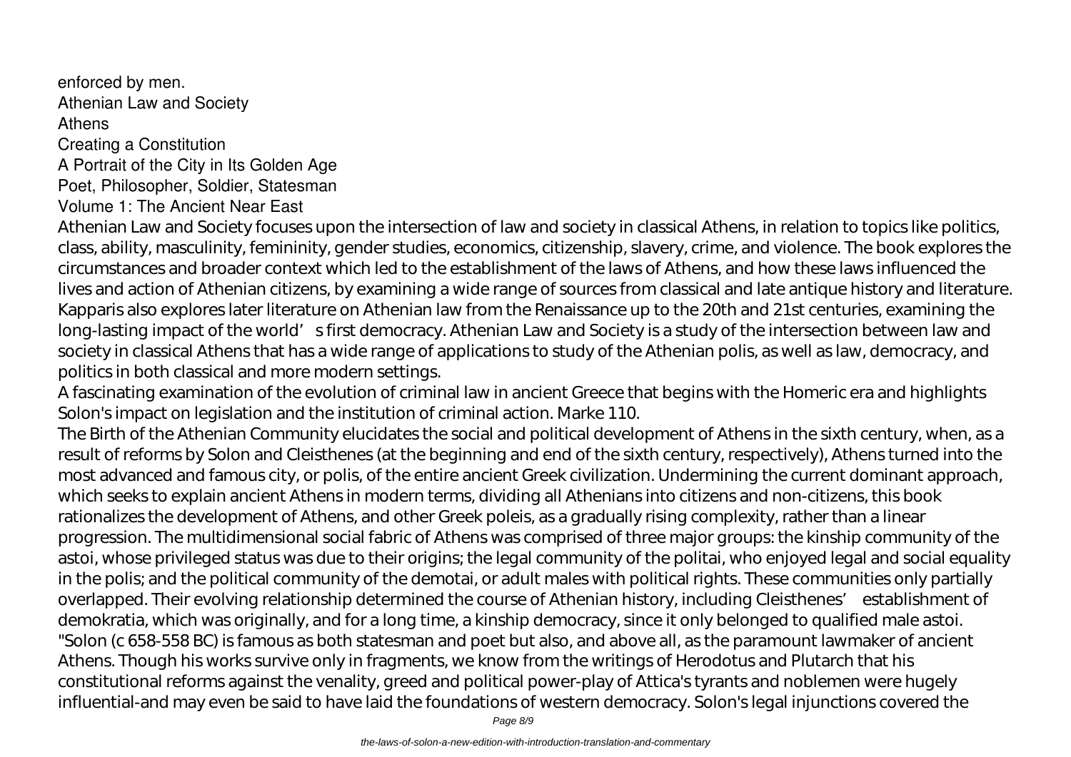enforced by men.
Athenian Law and Society
Athens
Creating a Constitution
A Portrait of the City in Its Golden Age
Poet, Philosopher, Soldier, Statesman
Volume 1: The Ancient Near East

Athenian Law and Society focuses upon the intersection of law and society in classical Athens, in relation to topics like politics, class, ability, masculinity, femininity, gender studies, economics, citizenship, slavery, crime, and violence. The book explores the circumstances and broader context which led to the establishment of the laws of Athens, and how these laws influenced the lives and action of Athenian citizens, by examining a wide range of sources from classical and late antique history and literature. Kapparis also explores later literature on Athenian law from the Renaissance up to the 20th and 21st centuries, examining the long-lasting impact of the world's first democracy. Athenian Law and Society is a study of the intersection between law and society in classical Athens that has a wide range of applications to study of the Athenian polis, as well as law, democracy, and politics in both classical and more modern settings.

A fascinating examination of the evolution of criminal law in ancient Greece that begins with the Homeric era and highlights Solon's impact on legislation and the institution of criminal action. Marke 110.

The Birth of the Athenian Community elucidates the social and political development of Athens in the sixth century, when, as a result of reforms by Solon and Cleisthenes (at the beginning and end of the sixth century, respectively), Athens turned into the most advanced and famous city, or polis, of the entire ancient Greek civilization. Undermining the current dominant approach, which seeks to explain ancient Athens in modern terms, dividing all Athenians into citizens and non-citizens, this book rationalizes the development of Athens, and other Greek poleis, as a gradually rising complexity, rather than a linear progression. The multidimensional social fabric of Athens was comprised of three major groups: the kinship community of the astoi, whose privileged status was due to their origins; the legal community of the politai, who enjoyed legal and social equality in the polis; and the political community of the demotai, or adult males with political rights. These communities only partially overlapped. Their evolving relationship determined the course of Athenian history, including Cleisthenes' establishment of demokratia, which was originally, and for a long time, a kinship democracy, since it only belonged to qualified male astoi.

"Solon (c 658-558 BC) is famous as both statesman and poet but also, and above all, as the paramount lawmaker of ancient Athens. Though his works survive only in fragments, we know from the writings of Herodotus and Plutarch that his constitutional reforms against the venality, greed and political power-play of Attica's tyrants and noblemen were hugely influential-and may even be said to have laid the foundations of western democracy. Solon's legal injunctions covered the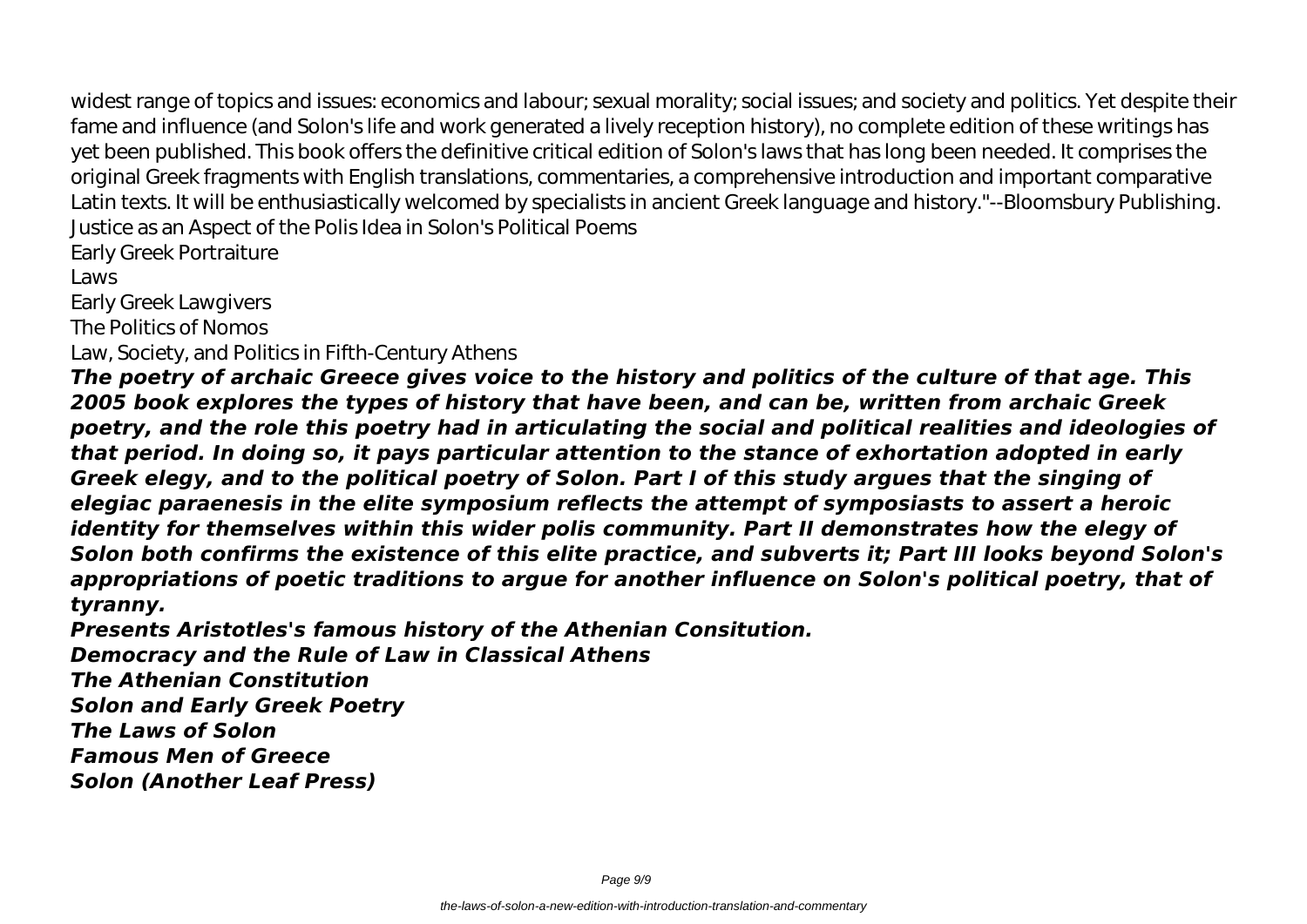widest range of topics and issues: economics and labour; sexual morality; social issues; and society and politics. Yet despite their fame and influence (and Solon's life and work generated a lively reception history), no complete edition of these writings has yet been published. This book offers the definitive critical edition of Solon's laws that has long been needed. It comprises the original Greek fragments with English translations, commentaries, a comprehensive introduction and important comparative Latin texts. It will be enthusiastically welcomed by specialists in ancient Greek language and history."--Bloomsbury Publishing.

Justice as an Aspect of the Polis Idea in Solon's Political Poems

Early Greek Portraiture

Laws

Early Greek Lawgivers

The Politics of Nomos

Law, Society, and Politics in Fifth-Century Athens

***The poetry of archaic Greece gives voice to the history and politics of the culture of that age. This 2005 book explores the types of history that have been, and can be, written from archaic Greek poetry, and the role this poetry had in articulating the social and political realities and ideologies of that period. In doing so, it pays particular attention to the stance of exhortation adopted in early Greek elegy, and to the political poetry of Solon. Part I of this study argues that the singing of elegiac paraenesis in the elite symposium reflects the attempt of symposiasts to assert a heroic identity for themselves within this wider polis community. Part II demonstrates how the elegy of Solon both confirms the existence of this elite practice, and subverts it; Part III looks beyond Solon's appropriations of poetic traditions to argue for another influence on Solon's political poetry, that of tyranny.***

***Presents Aristotles's famous history of the Athenian Consitution.***

***Democracy and the Rule of Law in Classical Athens***

***The Athenian Constitution***

***Solon and Early Greek Poetry***

***The Laws of Solon***

***Famous Men of Greece***

***Solon (Another Leaf Press)***